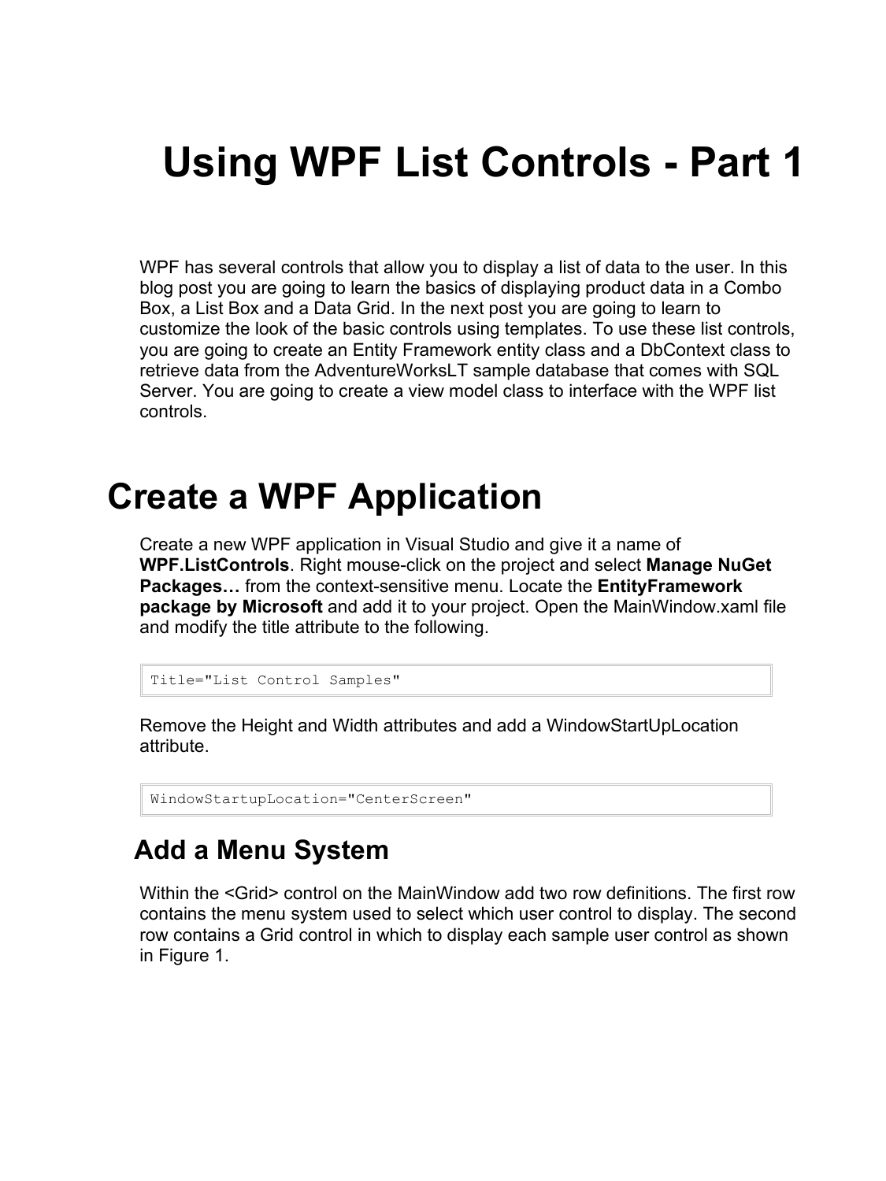# Using WPF List Controls - Part 1

WPF has several controls that allow you to display a list of data to the user. In this blog post you are going to learn the basics of displaying product data in a Combo Box, a List Box and a Data Grid. In the next post you are going to learn to customize the look of the basic controls using templates. To use these list controls, you are going to create an Entity Framework entity class and a DbContext class to retrieve data from the AdventureWorksLT sample database that comes with SQL Server. You are going to create a view model class to interface with the WPF list controls.

## Create a WPF Application

Create a new WPF application in Visual Studio and give it a name of **WPF.ListControls**. Right mouse-click on the project and select **Manage NuGet Packages…** from the context-sensitive menu. Locate the **EntityFramework package by Microsoft** and add it to your project. Open the MainWindow.xaml file and modify the title attribute to the following.

```
Title="List Control Samples"
```

Remove the Height and Width attributes and add a WindowStartUpLocation attribute.

```
WindowStartupLocation="CenterScreen"
```

### Add a Menu System

Within the <Grid> control on the MainWindow add two row definitions. The first row contains the menu system used to select which user control to display. The second row contains a Grid control in which to display each sample user control as shown in Figure 1.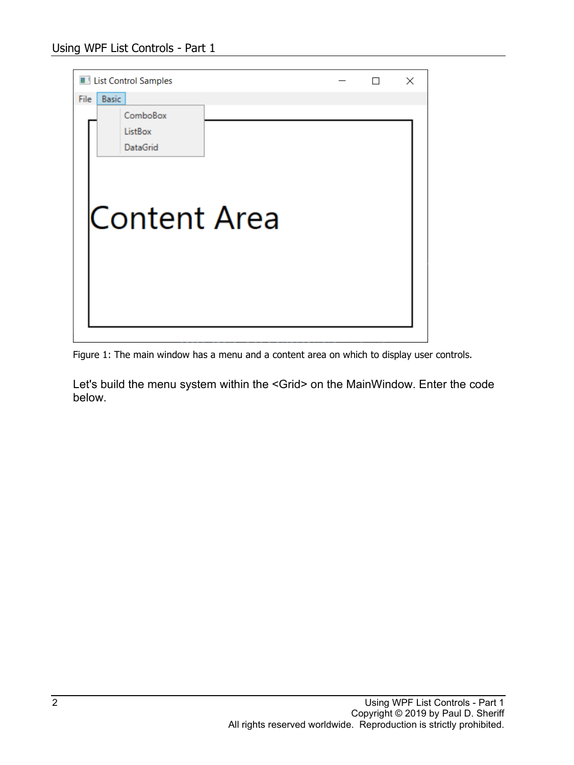Figure 1: The main window has a menu and a content area on which to display user controls.

Let's build the menu system within the <Grid> on the MainWindow. Enter the code below.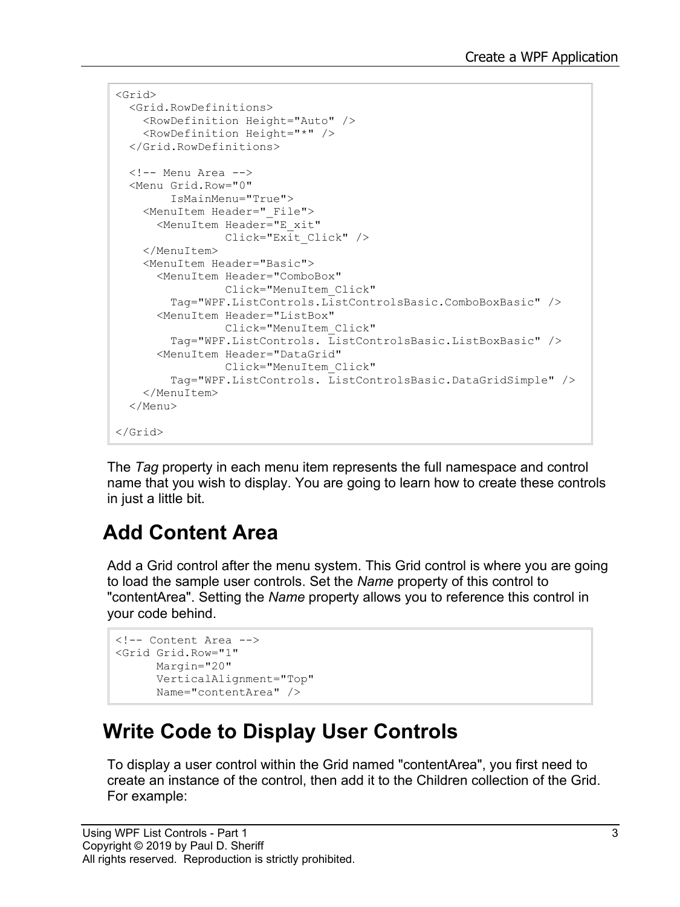```
<Grid>
  <Grid.RowDefinitions>
    <RowDefinition Height="Auto" />
    <RowDefinition Height="*" />
  </Grid.RowDefinitions>

  <!-- Menu Area -->
  <Menu Grid.Row="0"
        IsMainMenu="True">
    <MenuItem Header="_File">
      <MenuItem Header="E_xit"
                Click="Exit_Click" />
    </MenuItem>
    <MenuItem Header="Basic">
      <MenuItem Header="ComboBox"
                Click="MenuItem_Click"
        Tag="WPF.ListControls.ListControlsBasic.ComboBoxBasic" />
      <MenuItem Header="ListBox"
                Click="MenuItem_Click"
        Tag="WPF.ListControls. ListControlsBasic.ListBoxBasic" />
      <MenuItem Header="DataGrid"
                Click="MenuItem_Click"
        Tag="WPF.ListControls. ListControlsBasic.DataGridSimple" />
    </MenuItem>
  </Menu>

</Grid>
```

The *Tag* property in each menu item represents the full namespace and control name that you wish to display. You are going to learn how to create these controls in just a little bit.

## Add Content Area

Add a Grid control after the menu system. This Grid control is where you are going to load the sample user controls. Set the *Name* property of this control to "contentArea". Setting the *Name* property allows you to reference this control in your code behind.

```
<!-- Content Area -->
<Grid Grid.Row="1"
      Margin="20"
      VerticalAlignment="Top"
      Name="contentArea" />
```

## Write Code to Display User Controls

To display a user control within the Grid named "contentArea", you first need to create an instance of the control, then add it to the Children collection of the Grid. For example: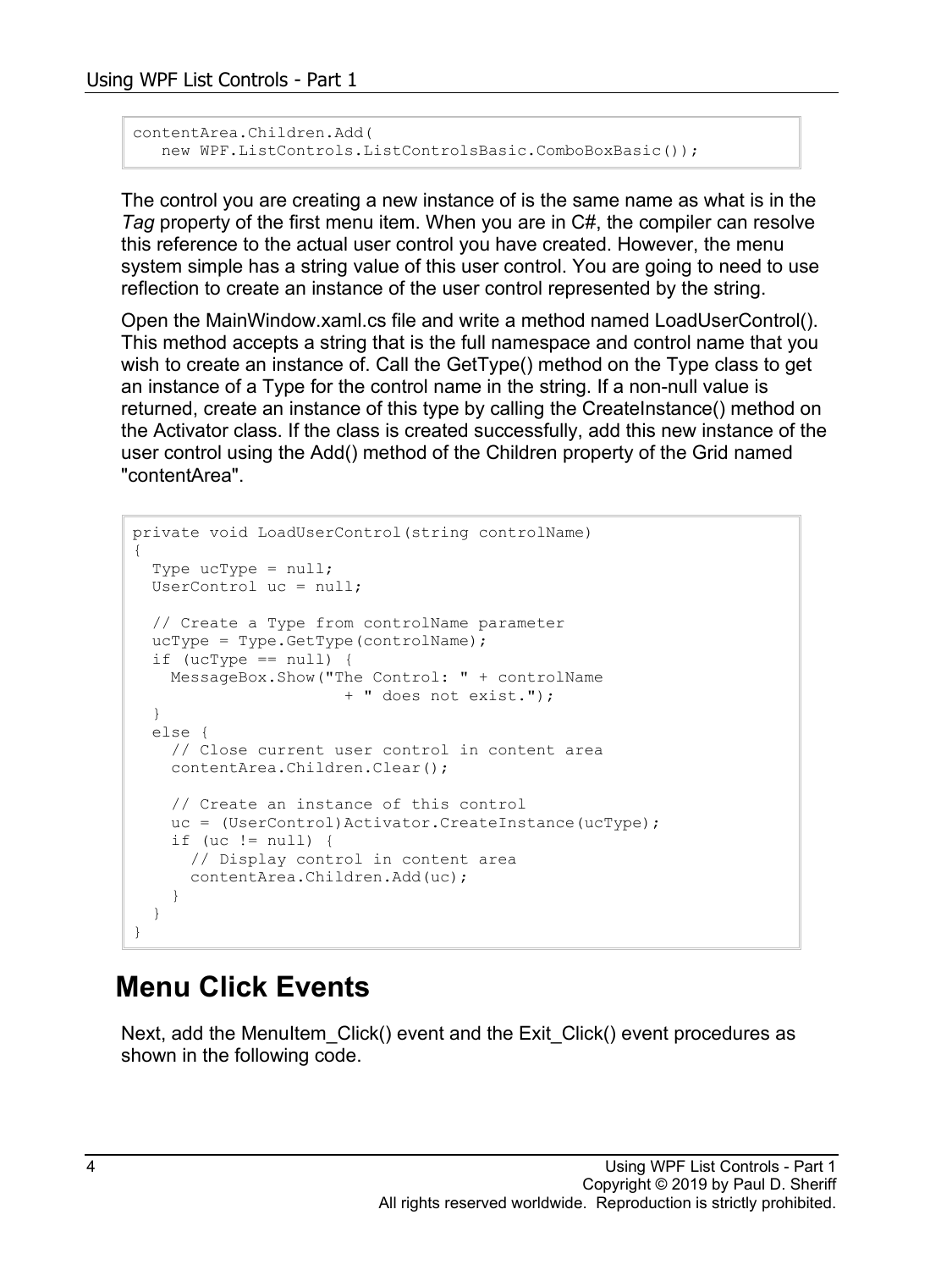```
contentArea.Children.Add(
   new WPF.ListControls.ListControlsBasic.ComboBoxBasic());
```

The control you are creating a new instance of is the same name as what is in the *Tag* property of the first menu item. When you are in C#, the compiler can resolve this reference to the actual user control you have created. However, the menu system simple has a string value of this user control. You are going to need to use reflection to create an instance of the user control represented by the string.

Open the MainWindow.xaml.cs file and write a method named LoadUserControl(). This method accepts a string that is the full namespace and control name that you wish to create an instance of. Call the GetType() method on the Type class to get an instance of a Type for the control name in the string. If a non-null value is returned, create an instance of this type by calling the CreateInstance() method on the Activator class. If the class is created successfully, add this new instance of the user control using the Add() method of the Children property of the Grid named "contentArea".

```
private void LoadUserControl(string controlName)
{
  Type ucType = null;
  UserControl uc = null;

  // Create a Type from controlName parameter
  ucType = Type.GetType(controlName);
  if (ucType == null) {
    MessageBox.Show("The Control: " + controlName
                     + " does not exist.");
  }
  else {
    // Close current user control in content area
    contentArea.Children.Clear();

    // Create an instance of this control
    uc = (UserControl)Activator.CreateInstance(ucType);
    if (uc != null) {
      // Display control in content area
      contentArea.Children.Add(uc);
    }
  }
}
```

## Menu Click Events

Next, add the MenuItem_Click() event and the Exit_Click() event procedures as shown in the following code.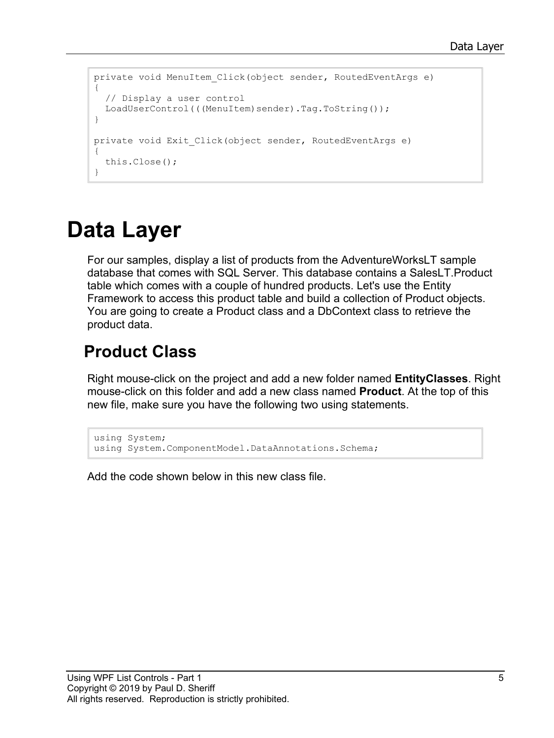```
private void MenuItem_Click(object sender, RoutedEventArgs e)
{
  // Display a user control
  LoadUserControl(((MenuItem)sender).Tag.ToString());
}

private void Exit_Click(object sender, RoutedEventArgs e)
{
  this.Close();
}
```

# Data Layer

For our samples, display a list of products from the AdventureWorksLT sample database that comes with SQL Server. This database contains a SalesLT.Product table which comes with a couple of hundred products. Let's use the Entity Framework to access this product table and build a collection of Product objects. You are going to create a Product class and a DbContext class to retrieve the product data.

## Product Class

Right mouse-click on the project and add a new folder named **EntityClasses**. Right mouse-click on this folder and add a new class named **Product**. At the top of this new file, make sure you have the following two using statements.

```
using System;
using System.ComponentModel.DataAnnotations.Schema;
```

Add the code shown below in this new class file.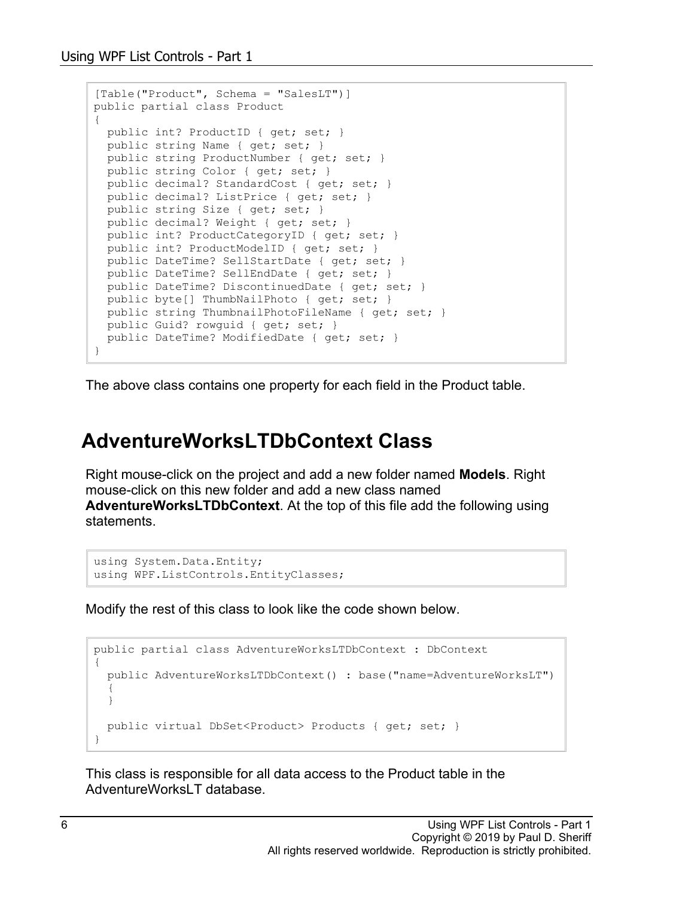```
[Table("Product", Schema = "SalesLT")]
public partial class Product
{
  public int? ProductID { get; set; }
  public string Name { get; set; }
  public string ProductNumber { get; set; }
  public string Color { get; set; }
  public decimal? StandardCost { get; set; }
  public decimal? ListPrice { get; set; }
  public string Size { get; set; }
  public decimal? Weight { get; set; }
  public int? ProductCategoryID { get; set; }
  public int? ProductModelID { get; set; }
  public DateTime? SellStartDate { get; set; }
  public DateTime? SellEndDate { get; set; }
  public DateTime? DiscontinuedDate { get; set; }
  public byte[] ThumbNailPhoto { get; set; }
  public string ThumbnailPhotoFileName { get; set; }
  public Guid? rowguid { get; set; }
  public DateTime? ModifiedDate { get; set; }
}
```

The above class contains one property for each field in the Product table.

## AdventureWorksLTDbContext Class

Right mouse-click on the project and add a new folder named **Models**. Right mouse-click on this new folder and add a new class named **AdventureWorksLTDbContext**. At the top of this file add the following using statements.

```
using System.Data.Entity;
using WPF.ListControls.EntityClasses;
```

Modify the rest of this class to look like the code shown below.

```
public partial class AdventureWorksLTDbContext : DbContext
{
  public AdventureWorksLTDbContext() : base("name=AdventureWorksLT")
  {
  }

  public virtual DbSet<Product> Products { get; set; }
}
```

This class is responsible for all data access to the Product table in the AdventureWorksLT database.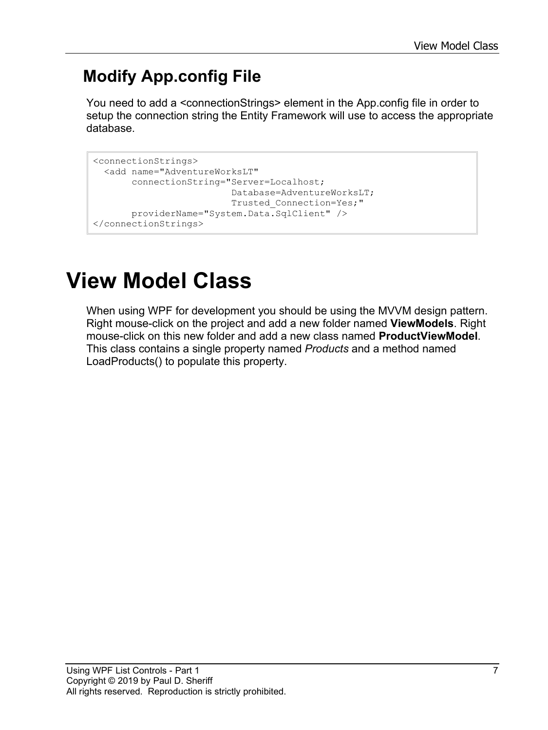## Modify App.config File

You need to add a <connectionStrings> element in the App.config file in order to setup the connection string the Entity Framework will use to access the appropriate database.

```
<connectionStrings>
  <add name="AdventureWorksLT"
       connectionString="Server=Localhost;
                         Database=AdventureWorksLT;
                         Trusted_Connection=Yes;"
       providerName="System.Data.SqlClient" />
</connectionStrings>
```

# View Model Class

When using WPF for development you should be using the MVVM design pattern. Right mouse-click on the project and add a new folder named **ViewModels**. Right mouse-click on this new folder and add a new class named **ProductViewModel**. This class contains a single property named *Products* and a method named LoadProducts() to populate this property.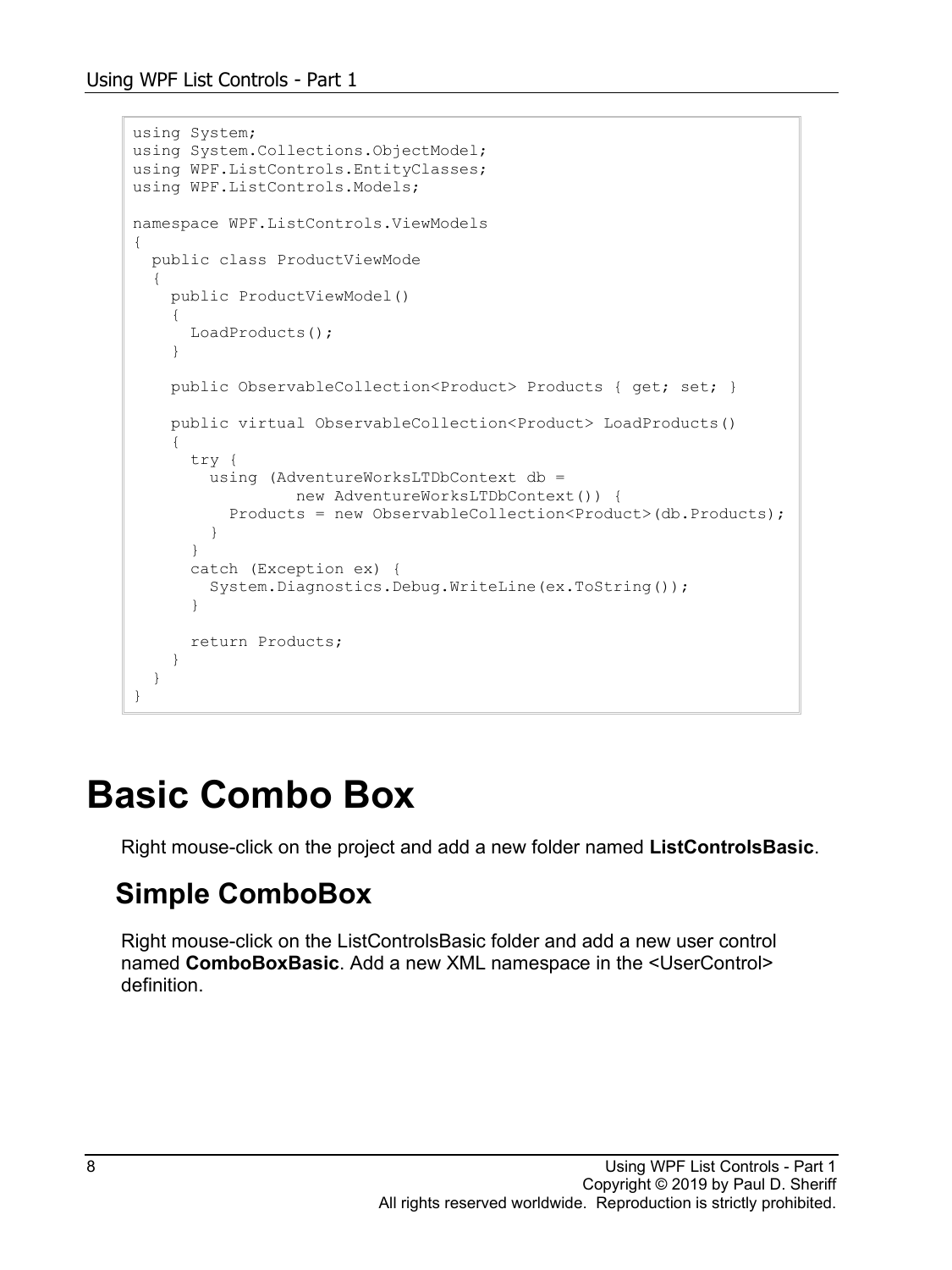```
using System;
using System.Collections.ObjectModel;
using WPF.ListControls.EntityClasses;
using WPF.ListControls.Models;

namespace WPF.ListControls.ViewModels
{
  public class ProductViewMode
  {
    public ProductViewModel()
    {
      LoadProducts();
    }

    public ObservableCollection<Product> Products { get; set; }

    public virtual ObservableCollection<Product> LoadProducts()
    {
      try {
        using (AdventureWorksLTDbContext db =
                 new AdventureWorksLTDbContext()) {
          Products = new ObservableCollection<Product>(db.Products);
        }
      }
      catch (Exception ex) {
        System.Diagnostics.Debug.WriteLine(ex.ToString());
      }

      return Products;
    }
  }
}
```

# Basic Combo Box

Right mouse-click on the project and add a new folder named **ListControlsBasic**.

## Simple ComboBox

Right mouse-click on the ListControlsBasic folder and add a new user control named **ComboBoxBasic**. Add a new XML namespace in the <UserControl> definition.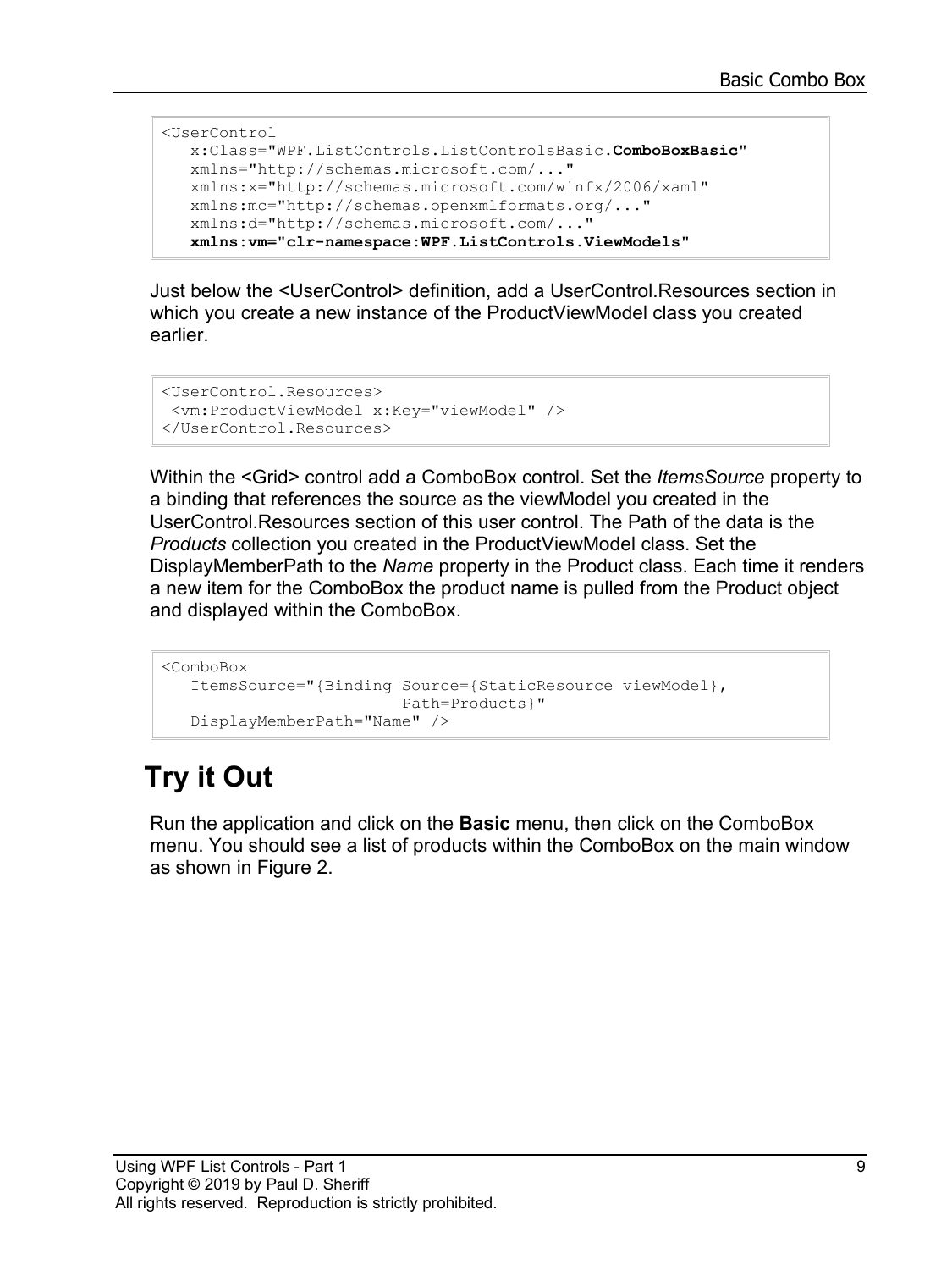```
<UserControl
   x:Class="WPF.ListControls.ListControlsBasic.ComboBoxBasic"
   xmlns="http://schemas.microsoft.com/..."
   xmlns:x="http://schemas.microsoft.com/winfx/2006/xaml"
   xmlns:mc="http://schemas.openxmlformats.org/..."
   xmlns:d="http://schemas.microsoft.com/..."
   xmlns:vm="clr-namespace:WPF.ListControls.ViewModels"
```

Just below the <UserControl> definition, add a UserControl.Resources section in which you create a new instance of the ProductViewModel class you created earlier.

```
<UserControl.Resources>
 <vm:ProductViewModel x:Key="viewModel" />
</UserControl.Resources>
```

Within the <Grid> control add a ComboBox control. Set the *ItemsSource* property to a binding that references the source as the viewModel you created in the UserControl.Resources section of this user control. The Path of the data is the *Products* collection you created in the ProductViewModel class. Set the DisplayMemberPath to the *Name* property in the Product class. Each time it renders a new item for the ComboBox the product name is pulled from the Product object and displayed within the ComboBox.

```
<ComboBox
   ItemsSource="{Binding Source={StaticResource viewModel},
                         Path=Products}"
   DisplayMemberPath="Name" />
```

## Try it Out

Run the application and click on the **Basic** menu, then click on the ComboBox menu. You should see a list of products within the ComboBox on the main window as shown in Figure 2.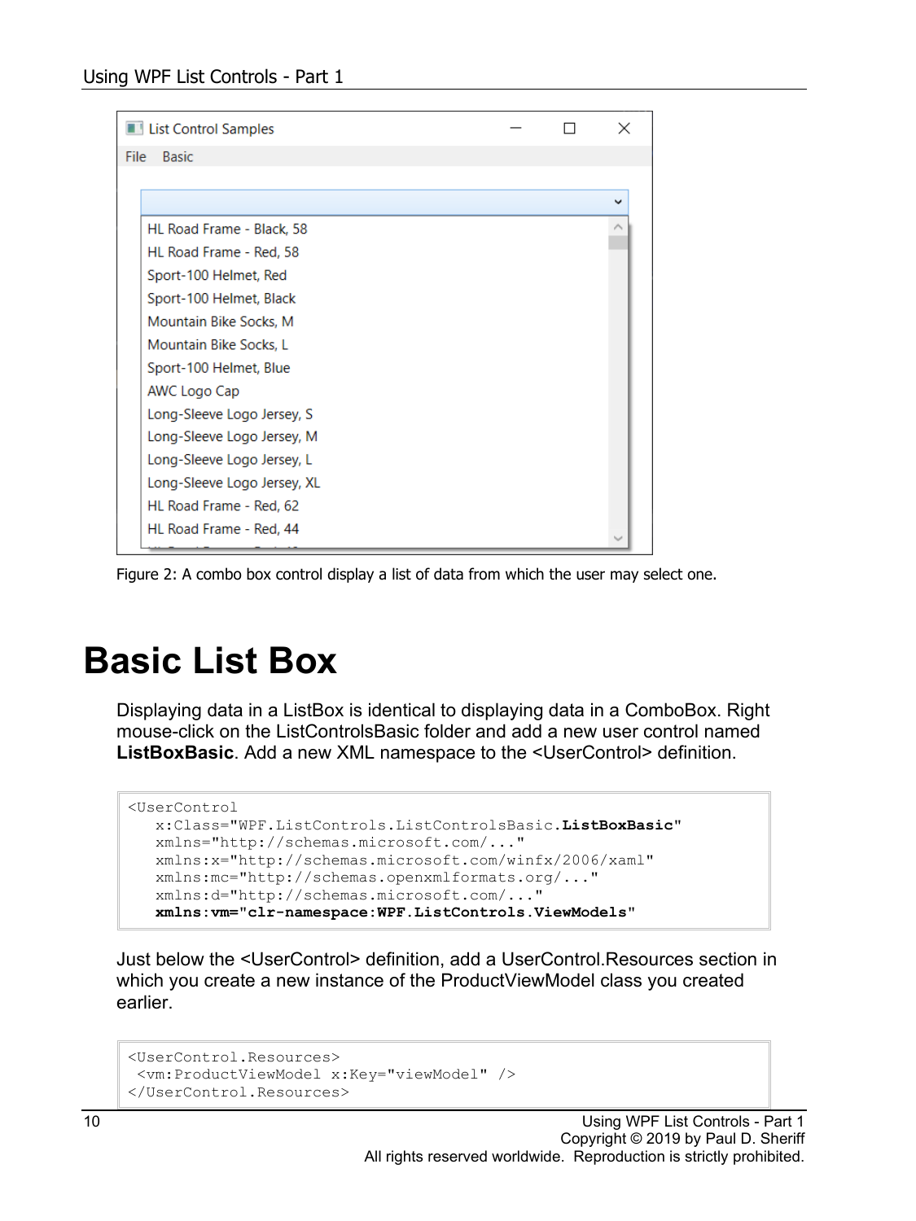Figure 2: A combo box control display a list of data from which the user may select one.

# Basic List Box

Displaying data in a ListBox is identical to displaying data in a ComboBox. Right mouse-click on the ListControlsBasic folder and add a new user control named **ListBoxBasic**. Add a new XML namespace to the <UserControl> definition.

```
<UserControl
   x:Class="WPF.ListControls.ListControlsBasic.ListBoxBasic"
   xmlns="http://schemas.microsoft.com/..."
   xmlns:x="http://schemas.microsoft.com/winfx/2006/xaml"
   xmlns:mc="http://schemas.openxmlformats.org/..."
   xmlns:d="http://schemas.microsoft.com/..."
   xmlns:vm="clr-namespace:WPF.ListControls.ViewModels"
```

Just below the <UserControl> definition, add a UserControl.Resources section in which you create a new instance of the ProductViewModel class you created earlier.

```
<UserControl.Resources>
 <vm:ProductViewModel x:Key="viewModel" />
</UserControl.Resources>
```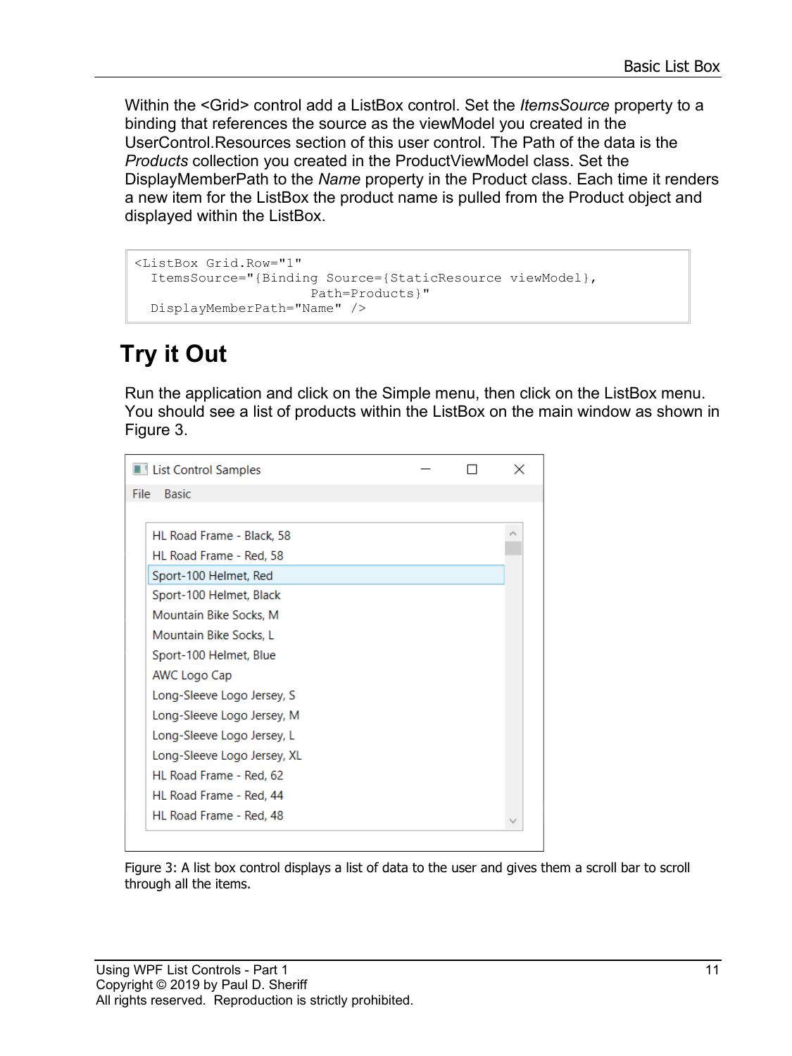Within the <Grid> control add a ListBox control. Set the *ItemsSource* property to a binding that references the source as the viewModel you created in the UserControl.Resources section of this user control. The Path of the data is the *Products* collection you created in the ProductViewModel class. Set the DisplayMemberPath to the *Name* property in the Product class. Each time it renders a new item for the ListBox the product name is pulled from the Product object and displayed within the ListBox.

```
<ListBox Grid.Row="1"
  ItemsSource="{Binding Source={StaticResource viewModel},
                        Path=Products}"
  DisplayMemberPath="Name" />
```

## Try it Out

Run the application and click on the Simple menu, then click on the ListBox menu. You should see a list of products within the ListBox on the main window as shown in Figure 3.

Figure 3: A list box control displays a list of data to the user and gives them a scroll bar to scroll through all the items.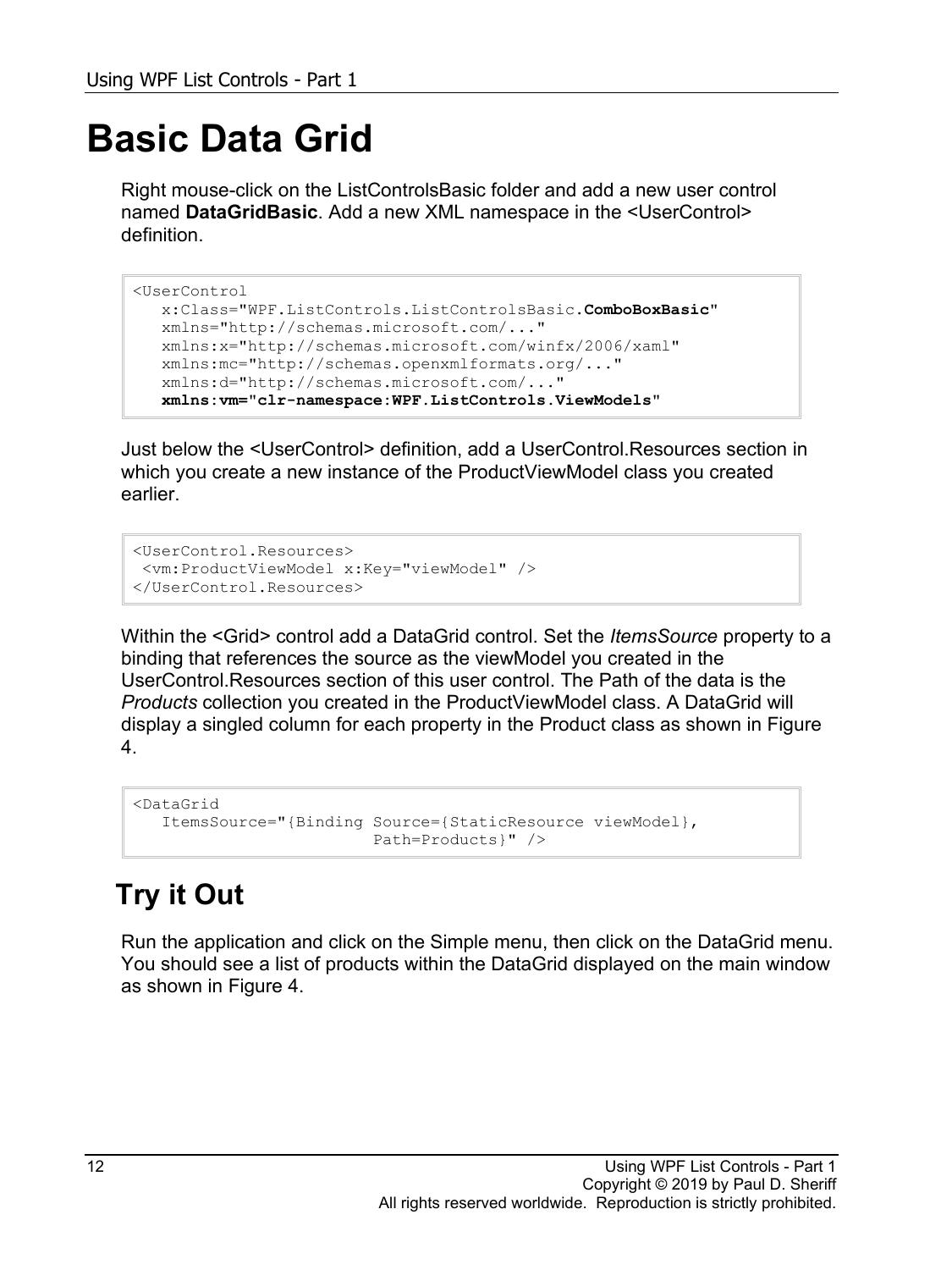# Basic Data Grid

Right mouse-click on the ListControlsBasic folder and add a new user control named **DataGridBasic**. Add a new XML namespace in the <UserControl> definition.

```
<UserControl
   x:Class="WPF.ListControls.ListControlsBasic.ComboBoxBasic"
   xmlns="http://schemas.microsoft.com/..."
   xmlns:x="http://schemas.microsoft.com/winfx/2006/xaml"
   xmlns:mc="http://schemas.openxmlformats.org/..."
   xmlns:d="http://schemas.microsoft.com/..."
   xmlns:vm="clr-namespace:WPF.ListControls.ViewModels"
```

Just below the <UserControl> definition, add a UserControl.Resources section in which you create a new instance of the ProductViewModel class you created earlier.

```
<UserControl.Resources>
 <vm:ProductViewModel x:Key="viewModel" />
</UserControl.Resources>
```

Within the <Grid> control add a DataGrid control. Set the *ItemsSource* property to a binding that references the source as the viewModel you created in the UserControl.Resources section of this user control. The Path of the data is the *Products* collection you created in the ProductViewModel class. A DataGrid will display a singled column for each property in the Product class as shown in Figure 4.

```
<DataGrid
   ItemsSource="{Binding Source={StaticResource viewModel},
                         Path=Products}" />
```

## Try it Out

Run the application and click on the Simple menu, then click on the DataGrid menu. You should see a list of products within the DataGrid displayed on the main window as shown in Figure 4.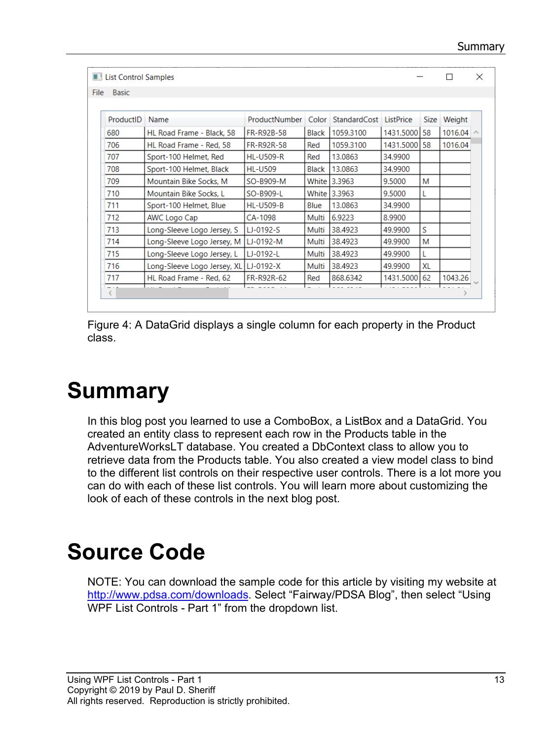List Control Samples

File Basic

| ProductID | Name | ProductNumber | Color | StandardCost | ListPrice | Size | Weight |
|---|---|---|---|---|---|---|---|
| 680 | HL Road Frame - Black, 58 | FR-R92B-58 | Black | 1059.3100 | 1431.5000 | 58 | 1016.04 |
| 706 | HL Road Frame - Red, 58 | FR-R92R-58 | Red | 1059.3100 | 1431.5000 | 58 | 1016.04 |
| 707 | Sport-100 Helmet, Red | HL-U509-R | Red | 13.0863 | 34.9900 | | |
| 708 | Sport-100 Helmet, Black | HL-U509 | Black | 13.0863 | 34.9900 | | |
| 709 | Mountain Bike Socks, M | SO-B909-M | White | 3.3963 | 9.5000 | M | |
| 710 | Mountain Bike Socks, L | SO-B909-L | White | 3.3963 | 9.5000 | L | |
| 711 | Sport-100 Helmet, Blue | HL-U509-B | Blue | 13.0863 | 34.9900 | | |
| 712 | AWC Logo Cap | CA-1098 | Multi | 6.9223 | 8.9900 | | |
| 713 | Long-Sleeve Logo Jersey, S | LJ-0192-S | Multi | 38.4923 | 49.9900 | S | |
| 714 | Long-Sleeve Logo Jersey, M | LJ-0192-M | Multi | 38.4923 | 49.9900 | M | |
| 715 | Long-Sleeve Logo Jersey, L | LJ-0192-L | Multi | 38.4923 | 49.9900 | L | |
| 716 | Long-Sleeve Logo Jersey, XL | LJ-0192-X | Multi | 38.4923 | 49.9900 | XL | |
| 717 | HL Road Frame - Red, 62 | FR-R92R-62 | Red | 868.6342 | 1431.5000 | 62 | 1043.26 |

Figure 4: A DataGrid displays a single column for each property in the Product class.

# Summary

In this blog post you learned to use a ComboBox, a ListBox and a DataGrid. You created an entity class to represent each row in the Products table in the AdventureWorksLT database. You created a DbContext class to allow you to retrieve data from the Products table. You also created a view model class to bind to the different list controls on their respective user controls. There is a lot more you can do with each of these list controls. You will learn more about customizing the look of each of these controls in the next blog post.

# Source Code

NOTE: You can download the sample code for this article by visiting my website at [http://www.pdsa.com/downloads](http://www.pdsa.com/downloads). Select “Fairway/PDSA Blog”, then select “Using WPF List Controls - Part 1” from the dropdown list.